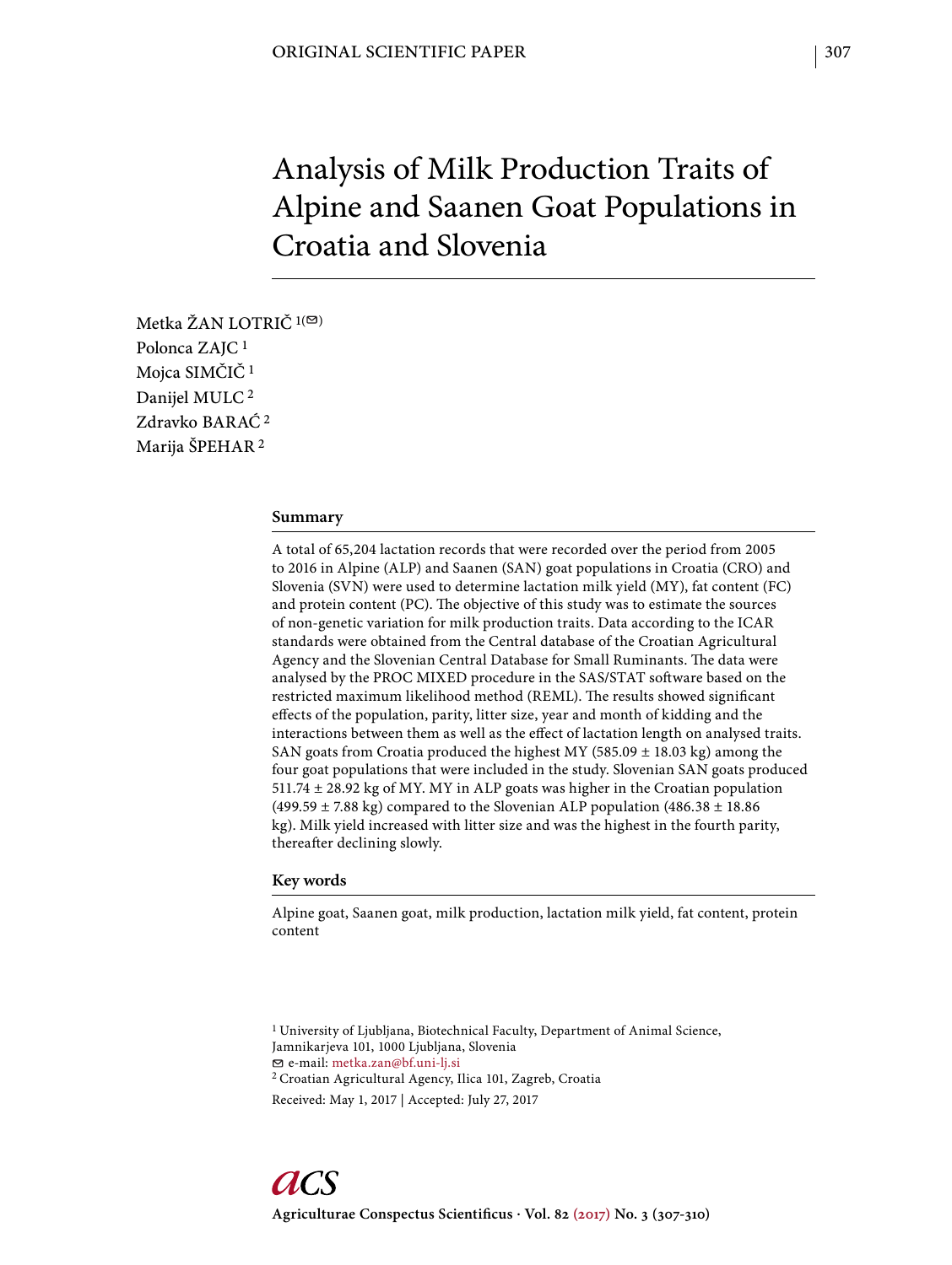# Analysis of Milk Production Traits of Alpine and Saanen Goat Populations in Croatia and Slovenia

Metka ŽAN LOTRIČ [1] (✉)
Polonca ZAJC [1]
Mojca SIMČIČ [1]
Danijel MULC [2]
Zdravko BARAĆ [2]
Marija ŠPEHAR [2]

## Summary

A total of 65,204 lactation records that were recorded over the period from 2005 to 2016 in Alpine (ALP) and Saanen (SAN) goat populations in Croatia (CRO) and Slovenia (SVN) were used to determine lactation milk yield (MY), fat content (FC) and protein content (PC). The objective of this study was to estimate the sources of non-genetic variation for milk production traits. Data according to the ICAR standards were obtained from the Central database of the Croatian Agricultural Agency and the Slovenian Central Database for Small Ruminants. The data were analysed by the PROC MIXED procedure in the SAS/STAT software based on the restricted maximum likelihood method (REML). The results showed significant effects of the population, parity, litter size, year and month of kidding and the interactions between them as well as the effect of lactation length on analysed traits. SAN goats from Croatia produced the highest MY (585.09 ± 18.03 kg) among the four goat populations that were included in the study. Slovenian SAN goats produced 511.74 ± 28.92 kg of MY. MY in ALP goats was higher in the Croatian population (499.59 ± 7.88 kg) compared to the Slovenian ALP population (486.38 ± 18.86 kg). Milk yield increased with litter size and was the highest in the fourth parity, thereafter declining slowly.

## Key words

Alpine goat, Saanen goat, milk production, lactation milk yield, fat content, protein content

[1] University of Ljubljana, Biotechnical Faculty, Department of Animal Science, Jamnikarjeva 101, 1000 Ljubljana, Slovenia
✉ e-mail: metka.zan@bf.uni-lj.si
[2] Croatian Agricultural Agency, Ilica 101, Zagreb, Croatia

Received: May 1, 2017 | Accepted: July 27, 2017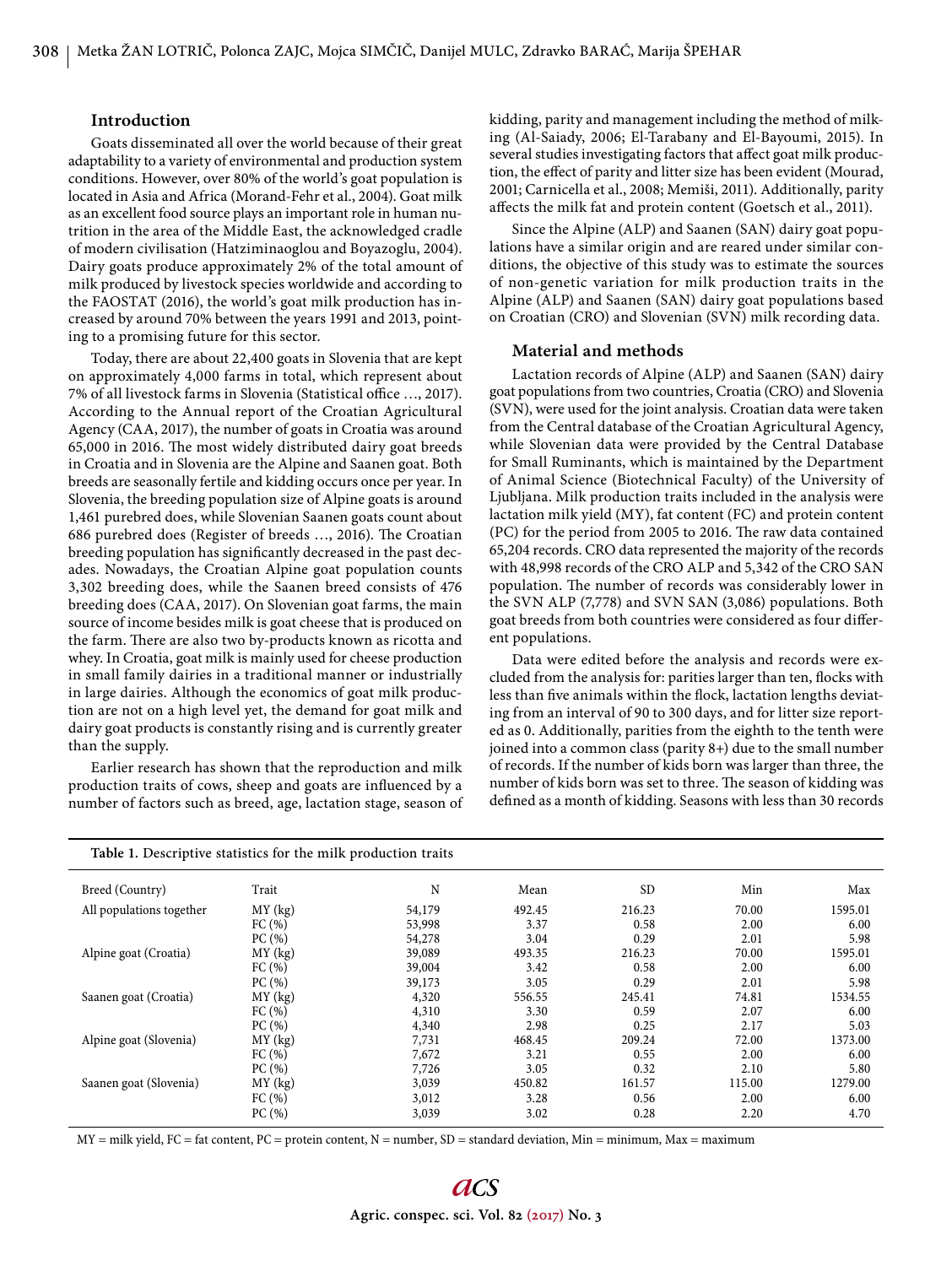## Introduction

Goats disseminated all over the world because of their great adaptability to a variety of environmental and production system conditions. However, over 80% of the world's goat population is located in Asia and Africa (Morand-Fehr et al., 2004). Goat milk as an excellent food source plays an important role in human nutrition in the area of the Middle East, the acknowledged cradle of modern civilisation (Hatziminaoglou and Boyazoglu, 2004). Dairy goats produce approximately 2% of the total amount of milk produced by livestock species worldwide and according to the FAOSTAT (2016), the world's goat milk production has increased by around 70% between the years 1991 and 2013, pointing to a promising future for this sector.

Today, there are about 22,400 goats in Slovenia that are kept on approximately 4,000 farms in total, which represent about 7% of all livestock farms in Slovenia (Statistical office …, 2017). According to the Annual report of the Croatian Agricultural Agency (CAA, 2017), the number of goats in Croatia was around 65,000 in 2016. The most widely distributed dairy goat breeds in Croatia and in Slovenia are the Alpine and Saanen goat. Both breeds are seasonally fertile and kidding occurs once per year. In Slovenia, the breeding population size of Alpine goats is around 1,461 purebred does, while Slovenian Saanen goats count about 686 purebred does (Register of breeds …, 2016). The Croatian breeding population has significantly decreased in the past decades. Nowadays, the Croatian Alpine goat population counts 3,302 breeding does, while the Saanen breed consists of 476 breeding does (CAA, 2017). On Slovenian goat farms, the main source of income besides milk is goat cheese that is produced on the farm. There are also two by-products known as ricotta and whey. In Croatia, goat milk is mainly used for cheese production in small family dairies in a traditional manner or industrially in large dairies. Although the economics of goat milk production are not on a high level yet, the demand for goat milk and dairy goat products is constantly rising and is currently greater than the supply.

Earlier research has shown that the reproduction and milk production traits of cows, sheep and goats are influenced by a number of factors such as breed, age, lactation stage, season of kidding, parity and management including the method of milking (Al-Saiady, 2006; El-Tarabany and El-Bayoumi, 2015). In several studies investigating factors that affect goat milk production, the effect of parity and litter size has been evident (Mourad, 2001; Carnicella et al., 2008; Memiši, 2011). Additionally, parity affects the milk fat and protein content (Goetsch et al., 2011).

Since the Alpine (ALP) and Saanen (SAN) dairy goat populations have a similar origin and are reared under similar conditions, the objective of this study was to estimate the sources of non-genetic variation for milk production traits in the Alpine (ALP) and Saanen (SAN) dairy goat populations based on Croatian (CRO) and Slovenian (SVN) milk recording data.

## Material and methods

Lactation records of Alpine (ALP) and Saanen (SAN) dairy goat populations from two countries, Croatia (CRO) and Slovenia (SVN), were used for the joint analysis. Croatian data were taken from the Central database of the Croatian Agricultural Agency, while Slovenian data were provided by the Central Database for Small Ruminants, which is maintained by the Department of Animal Science (Biotechnical Faculty) of the University of Ljubljana. Milk production traits included in the analysis were lactation milk yield (MY), fat content (FC) and protein content (PC) for the period from 2005 to 2016. The raw data contained 65,204 records. CRO data represented the majority of the records with 48,998 records of the CRO ALP and 5,342 of the CRO SAN population. The number of records was considerably lower in the SVN ALP (7,778) and SVN SAN (3,086) populations. Both goat breeds from both countries were considered as four different populations.

Data were edited before the analysis and records were excluded from the analysis for: parities larger than ten, flocks with less than five animals within the flock, lactation lengths deviating from an interval of 90 to 300 days, and for litter size reported as 0. Additionally, parities from the eighth to the tenth were joined into a common class (parity 8+) due to the small number of records. If the number of kids born was larger than three, the number of kids born was set to three. The season of kidding was defined as a month of kidding. Seasons with less than 30 records

**Table 1.** Descriptive statistics for the milk production traits

| Breed (Country) | Trait | N | Mean | SD | Min | Max |
|---|---|---|---|---|---|---|
| All populations together | MY (kg) | 54,179 | 492.45 | 216.23 | 70.00 | 1595.01 |
| | FC (%) | 53,998 | 3.37 | 0.58 | 2.00 | 6.00 |
| | PC (%) | 54,278 | 3.04 | 0.29 | 2.01 | 5.98 |
| Alpine goat (Croatia) | MY (kg) | 39,089 | 493.35 | 216.23 | 70.00 | 1595.01 |
| | FC (%) | 39,004 | 3.42 | 0.58 | 2.00 | 6.00 |
| | PC (%) | 39,173 | 3.05 | 0.29 | 2.01 | 5.98 |
| Saanen goat (Croatia) | MY (kg) | 4,320 | 556.55 | 245.41 | 74.81 | 1534.55 |
| | FC (%) | 4,310 | 3.30 | 0.59 | 2.07 | 6.00 |
| | PC (%) | 4,340 | 2.98 | 0.25 | 2.17 | 5.03 |
| Alpine goat (Slovenia) | MY (kg) | 7,731 | 468.45 | 209.24 | 72.00 | 1373.00 |
| | FC (%) | 7,672 | 3.21 | 0.55 | 2.00 | 6.00 |
| | PC (%) | 7,726 | 3.05 | 0.32 | 2.10 | 5.80 |
| Saanen goat (Slovenia) | MY (kg) | 3,039 | 450.82 | 161.57 | 115.00 | 1279.00 |
| | FC (%) | 3,012 | 3.28 | 0.56 | 2.00 | 6.00 |
| | PC (%) | 3,039 | 3.02 | 0.28 | 2.20 | 4.70 |

MY = milk yield, FC = fat content, PC = protein content, N = number, SD = standard deviation, Min = minimum, Max = maximum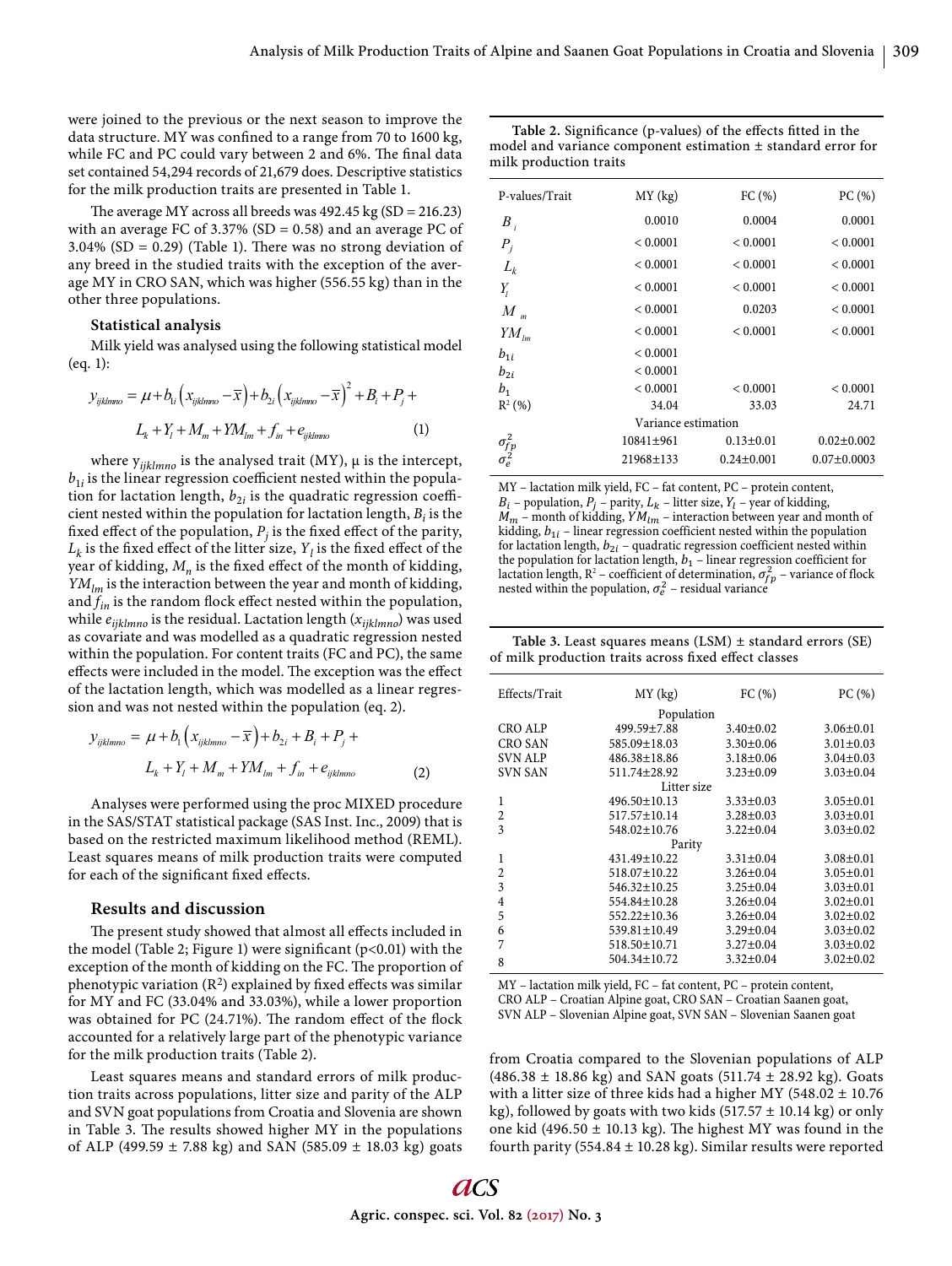were joined to the previous or the next season to improve the data structure. MY was confined to a range from 70 to 1600 kg, while FC and PC could vary between 2 and 6%. The final data set contained 54,294 records of 21,679 does. Descriptive statistics for the milk production traits are presented in Table 1.

The average MY across all breeds was 492.45 kg (SD = 216.23) with an average FC of 3.37% (SD = 0.58) and an average PC of 3.04% (SD = 0.29) (Table 1). There was no strong deviation of any breed in the studied traits with the exception of the average MY in CRO SAN, which was higher (556.55 kg) than in the other three populations.

### Statistical analysis

Milk yield was analysed using the following statistical model (eq. 1):

$$y_{ijklmno} = \mu + b_{1i}\left(x_{ijklmno} - \overline{x}\right) + b_{2i}\left(x_{ijklmno} - \overline{x}\right)^2 + B_i + P_j + L_k + Y_l + M_m + YM_{lm} + f_{in} + e_{ijklmno} \quad (1)$$

where $y_{ijklmno}$ is the analysed trait (MY), μ is the intercept, $b_{1i}$ is the linear regression coefficient nested within the population for lactation length, $b_{2i}$ is the quadratic regression coefficient nested within the population for lactation length, $B_i$ is the fixed effect of the population, $P_j$ is the fixed effect of the parity, $L_k$ is the fixed effect of the litter size, $Y_l$ is the fixed effect of the year of kidding, $M_n$ is the fixed effect of the month of kidding, $YM_{lm}$ is the interaction between the year and month of kidding, and $f_{in}$ is the random flock effect nested within the population, while $e_{ijklmno}$ is the residual. Lactation length ($x_{ijklmno}$) was used as covariate and was modelled as a quadratic regression nested within the population. For content traits (FC and PC), the same effects were included in the model. The exception was the effect of the lactation length, which was modelled as a linear regression and was not nested within the population (eq. 2).

$$y_{ijklmno} = \mu + b_1\left(x_{ijklmno} - \overline{x}\right) + b_{2i} + B_i + P_j + L_k + Y_l + M_m + YM_{lm} + f_{in} + e_{ijklmno} \quad (2)$$

Analyses were performed using the proc MIXED procedure in the SAS/STAT statistical package (SAS Inst. Inc., 2009) that is based on the restricted maximum likelihood method (REML). Least squares means of milk production traits were computed for each of the significant fixed effects.

## Results and discussion

The present study showed that almost all effects included in the model (Table 2; Figure 1) were significant (p<0.01) with the exception of the month of kidding on the FC. The proportion of phenotypic variation ($R^2$) explained by fixed effects was similar for MY and FC (33.04% and 33.03%), while a lower proportion was obtained for PC (24.71%). The random effect of the flock accounted for a relatively large part of the phenotypic variance for the milk production traits (Table 2).

Least squares means and standard errors of milk production traits across populations, litter size and parity of the ALP and SVN goat populations from Croatia and Slovenia are shown in Table 3. The results showed higher MY in the populations of ALP (499.59 ± 7.88 kg) and SAN (585.09 ± 18.03 kg) goats from Croatia compared to the Slovenian populations of ALP (486.38 ± 18.86 kg) and SAN goats (511.74 ± 28.92 kg). Goats with a litter size of three kids had a higher MY (548.02 ± 10.76 kg), followed by goats with two kids (517.57 ± 10.14 kg) or only one kid (496.50 ± 10.13 kg). The highest MY was found in the fourth parity (554.84 ± 10.28 kg). Similar results were reported

**Table 2.** Significance (p-values) of the effects fitted in the model and variance component estimation ± standard error for milk production traits

| P-values/Trait | MY (kg) | FC (%) | PC (%) |
|---|---|---|---|
| $B_i$ | 0.0010 | 0.0004 | 0.0001 |
| $P_j$ | < 0.0001 | < 0.0001 | < 0.0001 |
| $L_k$ | < 0.0001 | < 0.0001 | < 0.0001 |
| $Y_l$ | < 0.0001 | < 0.0001 | < 0.0001 |
| $M_m$ | < 0.0001 | 0.0203 | < 0.0001 |
| $YM_{lm}$ | < 0.0001 | < 0.0001 | < 0.0001 |
| $b_{1i}$ | < 0.0001 | | |
| $b_{2i}$ | < 0.0001 | | |
| $b_1$ | < 0.0001 | < 0.0001 | < 0.0001 |
| $R^2$ (%) | 34.04 | 33.03 | 24.71 |
| | Variance estimation | | |
| $\sigma^2_{fp}$ | 10841±961 | 0.13±0.01 | 0.02±0.002 |
| $\sigma^2_e$ | 21968±133 | 0.24±0.001 | 0.07±0.0003 |

MY – lactation milk yield, FC – fat content, PC – protein content, $B_i$ – population, $P_j$ – parity, $L_k$ – litter size, $Y_l$ – year of kidding, $M_m$ – month of kidding, $YM_{lm}$ – interaction between year and month of kidding, $b_{1i}$ – linear regression coefficient nested within the population for lactation length, $b_{2i}$ – quadratic regression coefficient nested within the population for lactation length, $b_1$ – linear regression coefficient for lactation length, $R^2$ – coefficient of determination, $\sigma^2_{fp}$ – variance of flock nested within the population, $\sigma^2_e$ – residual variance

**Table 3.** Least squares means (LSM) ± standard errors (SE) of milk production traits across fixed effect classes

| Effects/Trait | MY (kg) | FC (%) | PC (%) |
|---|---|---|---|
| | Population | | |
| CRO ALP | 499.59±7.88 | 3.40±0.02 | 3.06±0.01 |
| CRO SAN | 585.09±18.03 | 3.30±0.06 | 3.01±0.03 |
| SVN ALP | 486.38±18.86 | 3.18±0.06 | 3.04±0.03 |
| SVN SAN | 511.74±28.92 | 3.23±0.09 | 3.03±0.04 |
| | Litter size | | |
| 1 | 496.50±10.13 | 3.33±0.03 | 3.05±0.01 |
| 2 | 517.57±10.14 | 3.28±0.03 | 3.03±0.01 |
| 3 | 548.02±10.76 | 3.22±0.04 | 3.03±0.02 |
| | Parity | | |
| 1 | 431.49±10.22 | 3.31±0.04 | 3.08±0.01 |
| 2 | 518.07±10.22 | 3.26±0.04 | 3.05±0.01 |
| 3 | 546.32±10.25 | 3.25±0.04 | 3.03±0.01 |
| 4 | 554.84±10.28 | 3.26±0.04 | 3.02±0.01 |
| 5 | 552.22±10.36 | 3.26±0.04 | 3.02±0.02 |
| 6 | 539.81±10.49 | 3.29±0.04 | 3.03±0.02 |
| 7 | 518.50±10.71 | 3.27±0.04 | 3.03±0.02 |
| 8 | 504.34±10.72 | 3.32±0.04 | 3.02±0.02 |

MY – lactation milk yield, FC – fat content, PC – protein content, CRO ALP – Croatian Alpine goat, CRO SAN – Croatian Saanen goat, SVN ALP – Slovenian Alpine goat, SVN SAN – Slovenian Saanen goat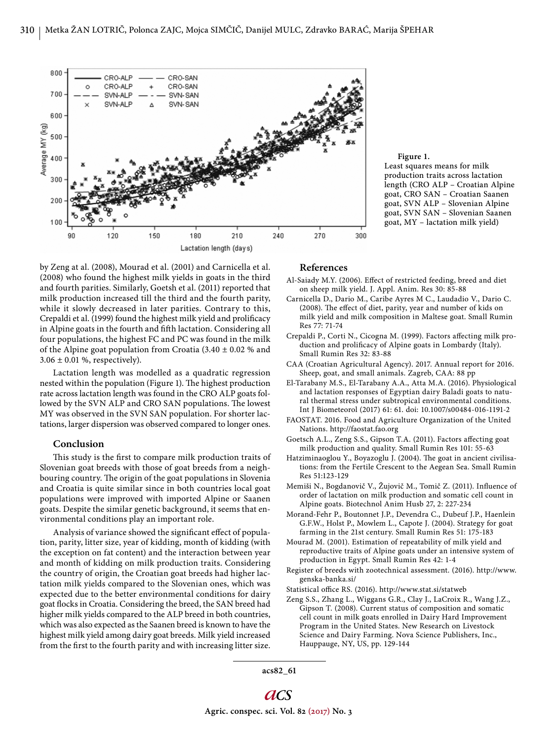800
700
600
500
400
300
200
100
Average MY (kg)
90
120
150
180
210
240
270
300
Lactation length (days)
CRO-ALP
CRO-ALP
SVN-ALP
SVN-ALP
CRO-SAN
CRO-SAN
SVN-SAN
SVN-SAN

**Figure 1.**
Least squares means for milk production traits across lactation length (CRO ALP – Croatian Alpine goat, CRO SAN – Croatian Saanen goat, SVN ALP – Slovenian Alpine goat, SVN SAN – Slovenian Saanen goat, MY – lactation milk yield)

by Zeng at al. (2008), Mourad et al. (2001) and Carnicella et al. (2008) who found the highest milk yields in goats in the third and fourth parities. Similarly, Goetsh et al. (2011) reported that milk production increased till the third and the fourth parity, while it slowly decreased in later parities. Contrary to this, Crepaldi et al. (1999) found the highest milk yield and prolificacy in Alpine goats in the fourth and fifth lactation. Considering all four populations, the highest FC and PC was found in the milk of the Alpine goat population from Croatia (3.40 ± 0.02 % and 3.06 ± 0.01 %, respectively).

Lactation length was modelled as a quadratic regression nested within the population (Figure 1). The highest production rate across lactation length was found in the CRO ALP goats followed by the SVN ALP and CRO SAN populations. The lowest MY was observed in the SVN SAN population. For shorter lactations, larger dispersion was observed compared to longer ones.

## Conclusion

This study is the first to compare milk production traits of Slovenian goat breeds with those of goat breeds from a neighbouring country. The origin of the goat populations in Slovenia and Croatia is quite similar since in both countries local goat populations were improved with imported Alpine or Saanen goats. Despite the similar genetic background, it seems that environmental conditions play an important role.

Analysis of variance showed the significant effect of population, parity, litter size, year of kidding, month of kidding (with the exception on fat content) and the interaction between year and month of kidding on milk production traits. Considering the country of origin, the Croatian goat breeds had higher lactation milk yields compared to the Slovenian ones, which was expected due to the better environmental conditions for dairy goat flocks in Croatia. Considering the breed, the SAN breed had higher milk yields compared to the ALP breed in both countries, which was also expected as the Saanen breed is known to have the highest milk yield among dairy goat breeds. Milk yield increased from the first to the fourth parity and with increasing litter size.

## References

Al-Saiady M.Y. (2006). Effect of restricted feeding, breed and diet on sheep milk yield. J. Appl. Anim. Res 30: 85-88

Carnicella D., Dario M., Caribe Ayres M C., Laudadio V., Dario C. (2008). The effect of diet, parity, year and number of kids on milk yield and milk composition in Maltese goat. Small Rumin Res 77: 71-74

Crepaldi P., Corti N., Cicogna M. (1999). Factors affecting milk production and prolificacy of Alpine goats in Lombardy (Italy). Small Rumin Res 32: 83-88

CAA (Croatian Agricultural Agency). 2017. Annual report for 2016. Sheep, goat, and small animals. Zagreb, CAA: 88 pp

El-Tarabany M.S., El-Tarabany A.A., Atta M.A. (2016). Physiological and lactation responses of Egyptian dairy Baladi goats to natural thermal stress under subtropical environmental conditions. Int J Biometeorol (2017) 61: 61. doi: 10.1007/s00484-016-1191-2

FAOSTAT. 2016. Food and Agriculture Organization of the United Nations. http://faostat.fao.org

Goetsch A.L., Zeng S.S., Gipson T.A. (2011). Factors affecting goat milk production and quality. Small Rumin Res 101: 55-63

Hatziminaoglou Y., Boyazoglu J. (2004). The goat in ancient civilisations: from the Fertile Crescent to the Aegean Sea. Small Rumin Res 51:123-129

Memiši N., Bogdanovič V., Žujovič M., Tomič Z. (2011). Influence of order of lactation on milk production and somatic cell count in Alpine goats. Biotechnol Anim Husb 27, 2: 227-234

Morand-Fehr P., Boutonnet J.P., Devendra C., Dubeuf J.P., Haenlein G.F.W., Holst P., Mowlem L., Capote J. (2004). Strategy for goat farming in the 21st century. Small Rumin Res 51: 175-183

Mourad M. (2001). Estimation of repeatability of milk yield and reproductive traits of Alpine goats under an intensive system of production in Egypt. Small Rumin Res 42: 1-4

Register of breeds with zootechnical assessment. (2016). http://www.genska-banka.si/

Statistical office RS. (2016). http://www.stat.si/statweb

Zeng S.S., Zhang L., Wiggans G.R., Clay J., LaCroix R., Wang J.Z., Gipson T. (2008). Current status of composition and somatic cell count in milk goats enrolled in Dairy Hard Improvement Program in the United States. New Research on Livestock Science and Dairy Farming. Nova Science Publishers, Inc., Hauppauge, NY, US, pp. 129-144

acs82_61